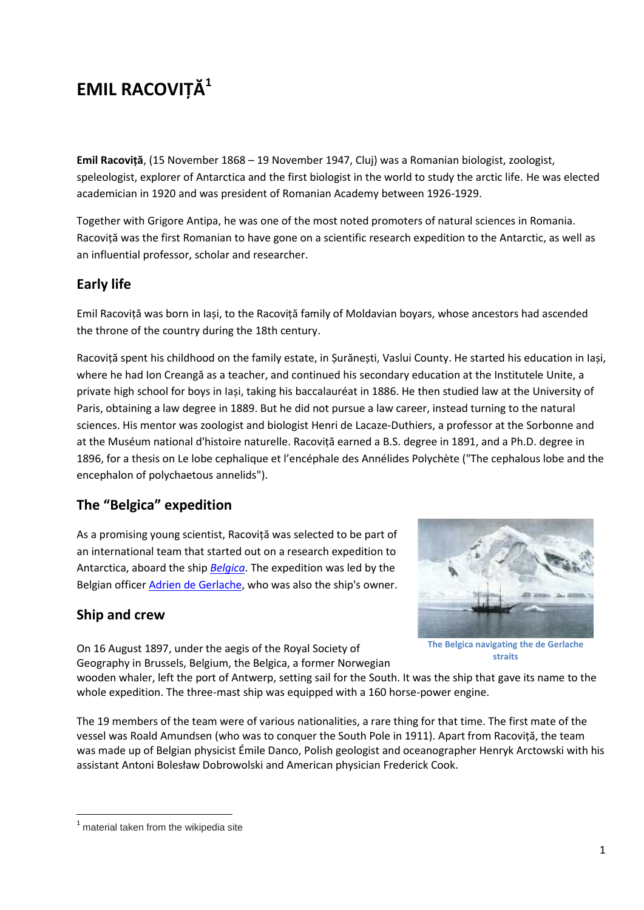# EMIL RACOVIȚĂ[1]

**Emil Racoviță**, (15 November 1868 – 19 November 1947, Cluj) was a Romanian biologist, zoologist, speleologist, explorer of Antarctica and the first biologist in the world to study the arctic life. He was elected academician in 1920 and was president of Romanian Academy between 1926-1929.

Together with Grigore Antipa, he was one of the most noted promoters of natural sciences in Romania. Racoviță was the first Romanian to have gone on a scientific research expedition to the Antarctic, as well as an influential professor, scholar and researcher.

## Early life

Emil Racoviță was born in Iași, to the Racoviță family of Moldavian boyars, whose ancestors had ascended the throne of the country during the 18th century.

Racoviță spent his childhood on the family estate, in Șurănești, Vaslui County. He started his education in Iași, where he had Ion Creangă as a teacher, and continued his secondary education at the Institutele Unite, a private high school for boys in Iași, taking his baccalauréat in 1886. He then studied law at the University of Paris, obtaining a law degree in 1889. But he did not pursue a law career, instead turning to the natural sciences. His mentor was zoologist and biologist Henri de Lacaze-Duthiers, a professor at the Sorbonne and at the Muséum national d'histoire naturelle. Racoviță earned a B.S. degree in 1891, and a Ph.D. degree in 1896, for a thesis on Le lobe cephalique et l'encéphale des Annélides Polychète ("The cephalous lobe and the encephalon of polychaetous annelids").

## The "Belgica" expedition

As a promising young scientist, Racoviță was selected to be part of an international team that started out on a research expedition to Antarctica, aboard the ship *Belgica*. The expedition was led by the Belgian officer Adrien de Gerlache, who was also the ship's owner.

The Belgica navigating the de Gerlache straits

## Ship and crew

On 16 August 1897, under the aegis of the Royal Society of Geography in Brussels, Belgium, the Belgica, a former Norwegian wooden whaler, left the port of Antwerp, setting sail for the South. It was the ship that gave its name to the whole expedition. The three-mast ship was equipped with a 160 horse-power engine.

The 19 members of the team were of various nationalities, a rare thing for that time. The first mate of the vessel was Roald Amundsen (who was to conquer the South Pole in 1911). Apart from Racoviță, the team was made up of Belgian physicist Émile Danco, Polish geologist and oceanographer Henryk Arctowski with his assistant Antoni Bolesław Dobrowolski and American physician Frederick Cook.

[1] material taken from the wikipedia site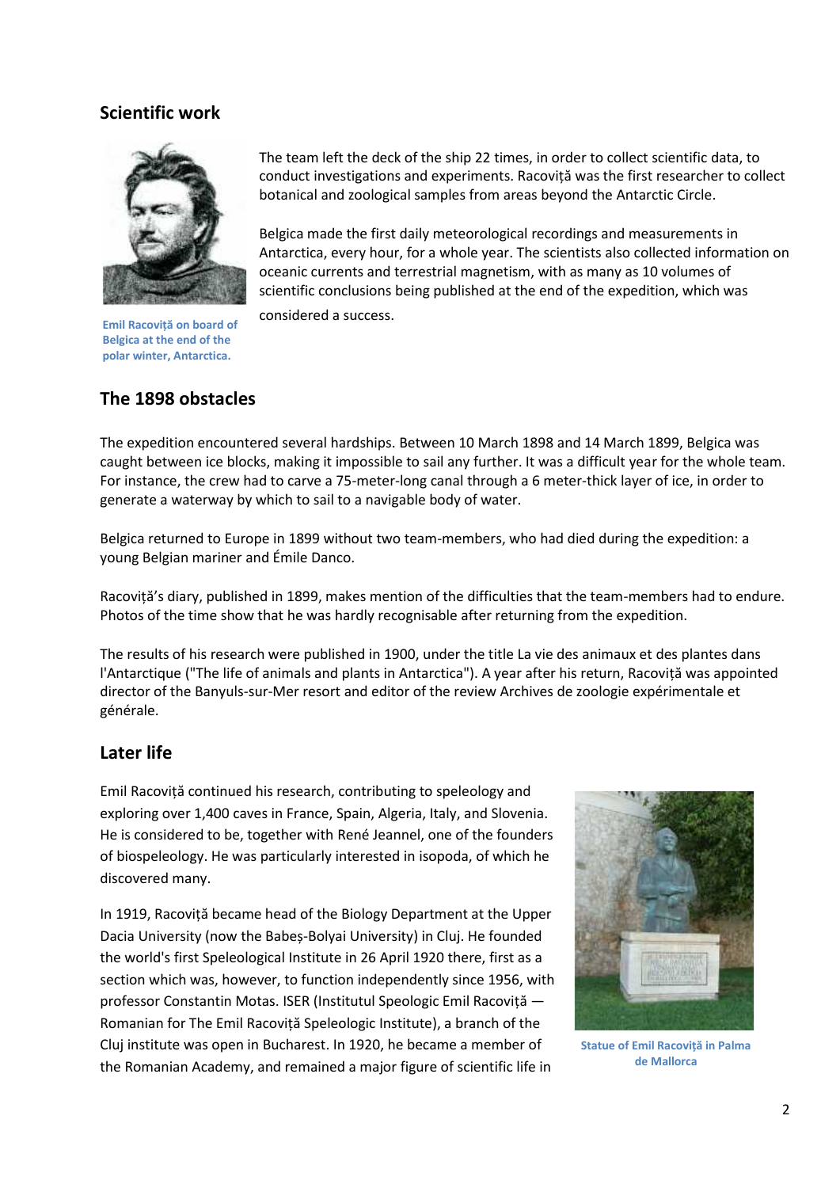## Scientific work

Emil Racoviță on board of Belgica at the end of the polar winter, Antarctica.

The team left the deck of the ship 22 times, in order to collect scientific data, to conduct investigations and experiments. Racoviță was the first researcher to collect botanical and zoological samples from areas beyond the Antarctic Circle.

Belgica made the first daily meteorological recordings and measurements in Antarctica, every hour, for a whole year. The scientists also collected information on oceanic currents and terrestrial magnetism, with as many as 10 volumes of scientific conclusions being published at the end of the expedition, which was considered a success.

## The 1898 obstacles

The expedition encountered several hardships. Between 10 March 1898 and 14 March 1899, Belgica was caught between ice blocks, making it impossible to sail any further. It was a difficult year for the whole team. For instance, the crew had to carve a 75-meter-long canal through a 6 meter-thick layer of ice, in order to generate a waterway by which to sail to a navigable body of water.

Belgica returned to Europe in 1899 without two team-members, who had died during the expedition: a young Belgian mariner and Émile Danco.

Racoviță's diary, published in 1899, makes mention of the difficulties that the team-members had to endure. Photos of the time show that he was hardly recognisable after returning from the expedition.

The results of his research were published in 1900, under the title La vie des animaux et des plantes dans l'Antarctique ("The life of animals and plants in Antarctica"). A year after his return, Racoviță was appointed director of the Banyuls-sur-Mer resort and editor of the review Archives de zoologie expérimentale et générale.

## Later life

Emil Racoviță continued his research, contributing to speleology and exploring over 1,400 caves in France, Spain, Algeria, Italy, and Slovenia. He is considered to be, together with René Jeannel, one of the founders of biospeleology. He was particularly interested in isopoda, of which he discovered many.

In 1919, Racoviță became head of the Biology Department at the Upper Dacia University (now the Babeș-Bolyai University) in Cluj. He founded the world's first Speleological Institute in 26 April 1920 there, first as a section which was, however, to function independently since 1956, with professor Constantin Motas. ISER (Institutul Speologic Emil Racoviță — Romanian for The Emil Racoviță Speleologic Institute), a branch of the Cluj institute was open in Bucharest. In 1920, he became a member of the Romanian Academy, and remained a major figure of scientific life in

Statue of Emil Racoviță in Palma de Mallorca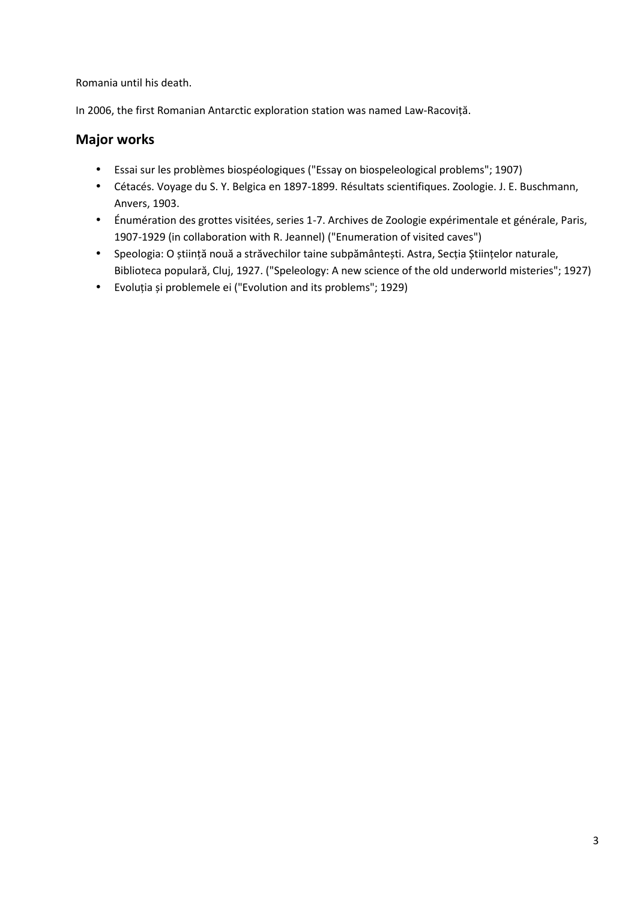Romania until his death.

In 2006, the first Romanian Antarctic exploration station was named Law-Racoviță.

## Major works

- Essai sur les problèmes biospéologiques ("Essay on biospeleological problems"; 1907)
- Cétacés. Voyage du S. Y. Belgica en 1897-1899. Résultats scientifiques. Zoologie. J. E. Buschmann, Anvers, 1903.
- Énumération des grottes visitées, series 1-7. Archives de Zoologie expérimentale et générale, Paris, 1907-1929 (in collaboration with R. Jeannel) ("Enumeration of visited caves")
- Speologia: O știință nouă a străvechilor taine subpământești. Astra, Secția Științelor naturale, Biblioteca populară, Cluj, 1927. ("Speleology: A new science of the old underworld misteries"; 1927)
- Evoluția și problemele ei ("Evolution and its problems"; 1929)